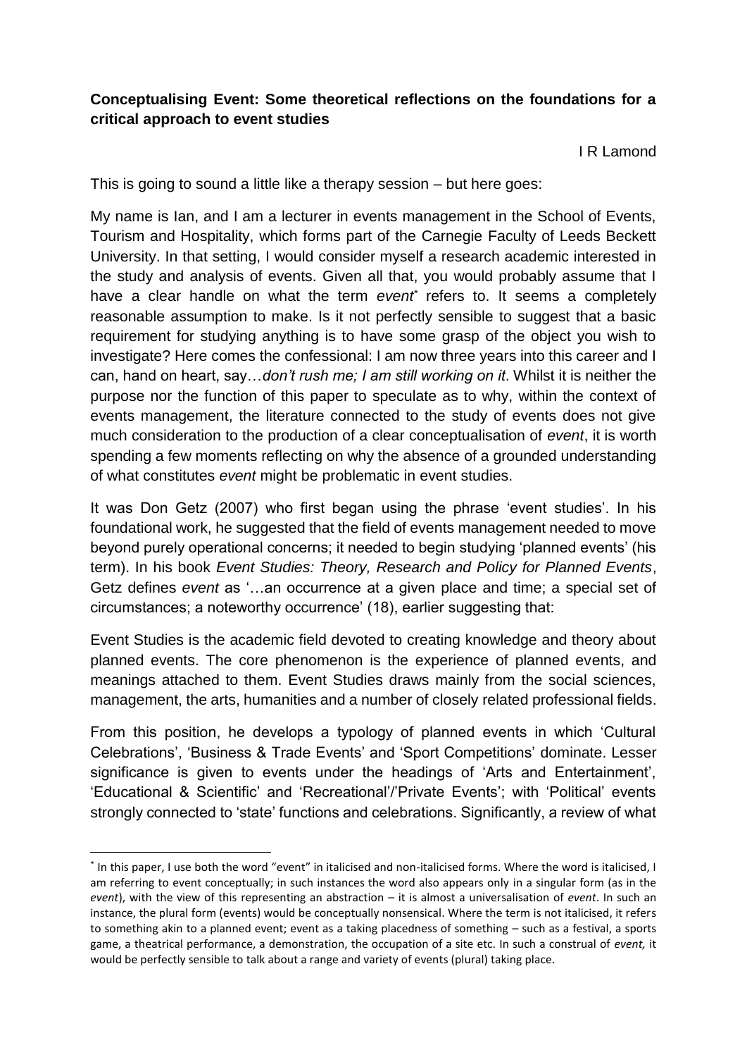**Conceptualising Event: Some theoretical reflections on the foundations for a critical approach to event studies**

I R Lamond

This is going to sound a little like a therapy session – but here goes:

My name is Ian, and I am a lecturer in events management in the School of Events, Tourism and Hospitality, which forms part of the Carnegie Faculty of Leeds Beckett University. In that setting, I would consider myself a research academic interested in the study and analysis of events. Given all that, you would probably assume that I have a clear handle on what the term *event*[*] refers to. It seems a completely reasonable assumption to make. Is it not perfectly sensible to suggest that a basic requirement for studying anything is to have some grasp of the object you wish to investigate? Here comes the confessional: I am now three years into this career and I can, hand on heart, say…*don't rush me; I am still working on it*. Whilst it is neither the purpose nor the function of this paper to speculate as to why, within the context of events management, the literature connected to the study of events does not give much consideration to the production of a clear conceptualisation of *event*, it is worth spending a few moments reflecting on why the absence of a grounded understanding of what constitutes *event* might be problematic in event studies.

It was Don Getz (2007) who first began using the phrase 'event studies'. In his foundational work, he suggested that the field of events management needed to move beyond purely operational concerns; it needed to begin studying 'planned events' (his term). In his book *Event Studies: Theory, Research and Policy for Planned Events*, Getz defines *event* as '…an occurrence at a given place and time; a special set of circumstances; a noteworthy occurrence' (18), earlier suggesting that:

Event Studies is the academic field devoted to creating knowledge and theory about planned events. The core phenomenon is the experience of planned events, and meanings attached to them. Event Studies draws mainly from the social sciences, management, the arts, humanities and a number of closely related professional fields.

From this position, he develops a typology of planned events in which 'Cultural Celebrations', 'Business & Trade Events' and 'Sport Competitions' dominate. Lesser significance is given to events under the headings of 'Arts and Entertainment', 'Educational & Scientific' and 'Recreational'/'Private Events'; with 'Political' events strongly connected to 'state' functions and celebrations. Significantly, a review of what

[*] In this paper, I use both the word "event" in italicised and non-italicised forms. Where the word is italicised, I am referring to event conceptually; in such instances the word also appears only in a singular form (as in the *event*), with the view of this representing an abstraction – it is almost a universalisation of *event*. In such an instance, the plural form (events) would be conceptually nonsensical. Where the term is not italicised, it refers to something akin to a planned event; event as a taking placedness of something – such as a festival, a sports game, a theatrical performance, a demonstration, the occupation of a site etc. In such a construal of *event,* it would be perfectly sensible to talk about a range and variety of events (plural) taking place.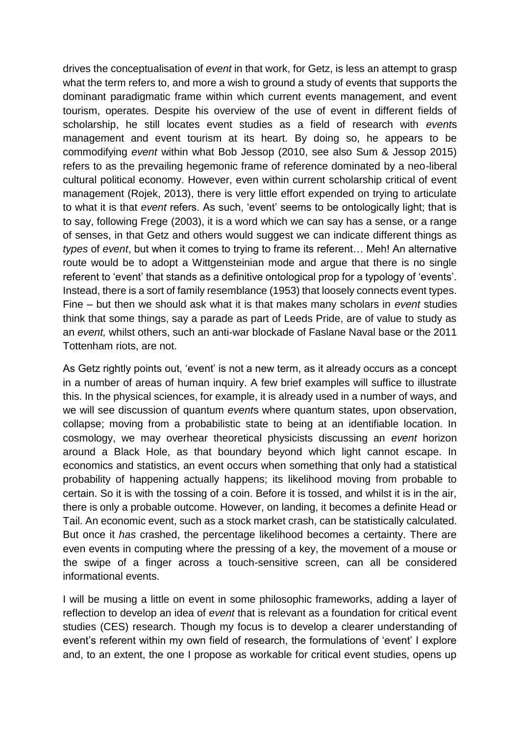drives the conceptualisation of *event* in that work, for Getz, is less an attempt to grasp what the term refers to, and more a wish to ground a study of events that supports the dominant paradigmatic frame within which current events management, and event tourism, operates. Despite his overview of the use of event in different fields of scholarship, he still locates event studies as a field of research with *event*s management and event tourism at its heart. By doing so, he appears to be commodifying *event* within what Bob Jessop (2010, see also Sum & Jessop 2015) refers to as the prevailing hegemonic frame of reference dominated by a neo-liberal cultural political economy. However, even within current scholarship critical of event management (Rojek, 2013), there is very little effort expended on trying to articulate to what it is that *event* refers. As such, 'event' seems to be ontologically light; that is to say, following Frege (2003), it is a word which we can say has a sense, or a range of senses, in that Getz and others would suggest we can indicate different things as *types* of *event*, but when it comes to trying to frame its referent… Meh! An alternative route would be to adopt a Wittgensteinian mode and argue that there is no single referent to 'event' that stands as a definitive ontological prop for a typology of 'events'. Instead, there is a sort of family resemblance (1953) that loosely connects event types. Fine – but then we should ask what it is that makes many scholars in *event* studies think that some things, say a parade as part of Leeds Pride, are of value to study as an *event,* whilst others, such an anti-war blockade of Faslane Naval base or the 2011 Tottenham riots, are not.

As Getz rightly points out, 'event' is not a new term, as it already occurs as a concept in a number of areas of human inquiry. A few brief examples will suffice to illustrate this. In the physical sciences, for example, it is already used in a number of ways, and we will see discussion of quantum *event*s where quantum states, upon observation, collapse; moving from a probabilistic state to being at an identifiable location. In cosmology, we may overhear theoretical physicists discussing an *event* horizon around a Black Hole, as that boundary beyond which light cannot escape. In economics and statistics, an event occurs when something that only had a statistical probability of happening actually happens; its likelihood moving from probable to certain. So it is with the tossing of a coin. Before it is tossed, and whilst it is in the air, there is only a probable outcome. However, on landing, it becomes a definite Head or Tail. An economic event, such as a stock market crash, can be statistically calculated. But once it *has* crashed, the percentage likelihood becomes a certainty. There are even events in computing where the pressing of a key, the movement of a mouse or the swipe of a finger across a touch-sensitive screen, can all be considered informational events.

I will be musing a little on event in some philosophic frameworks, adding a layer of reflection to develop an idea of *event* that is relevant as a foundation for critical event studies (CES) research. Though my focus is to develop a clearer understanding of event's referent within my own field of research, the formulations of 'event' I explore and, to an extent, the one I propose as workable for critical event studies, opens up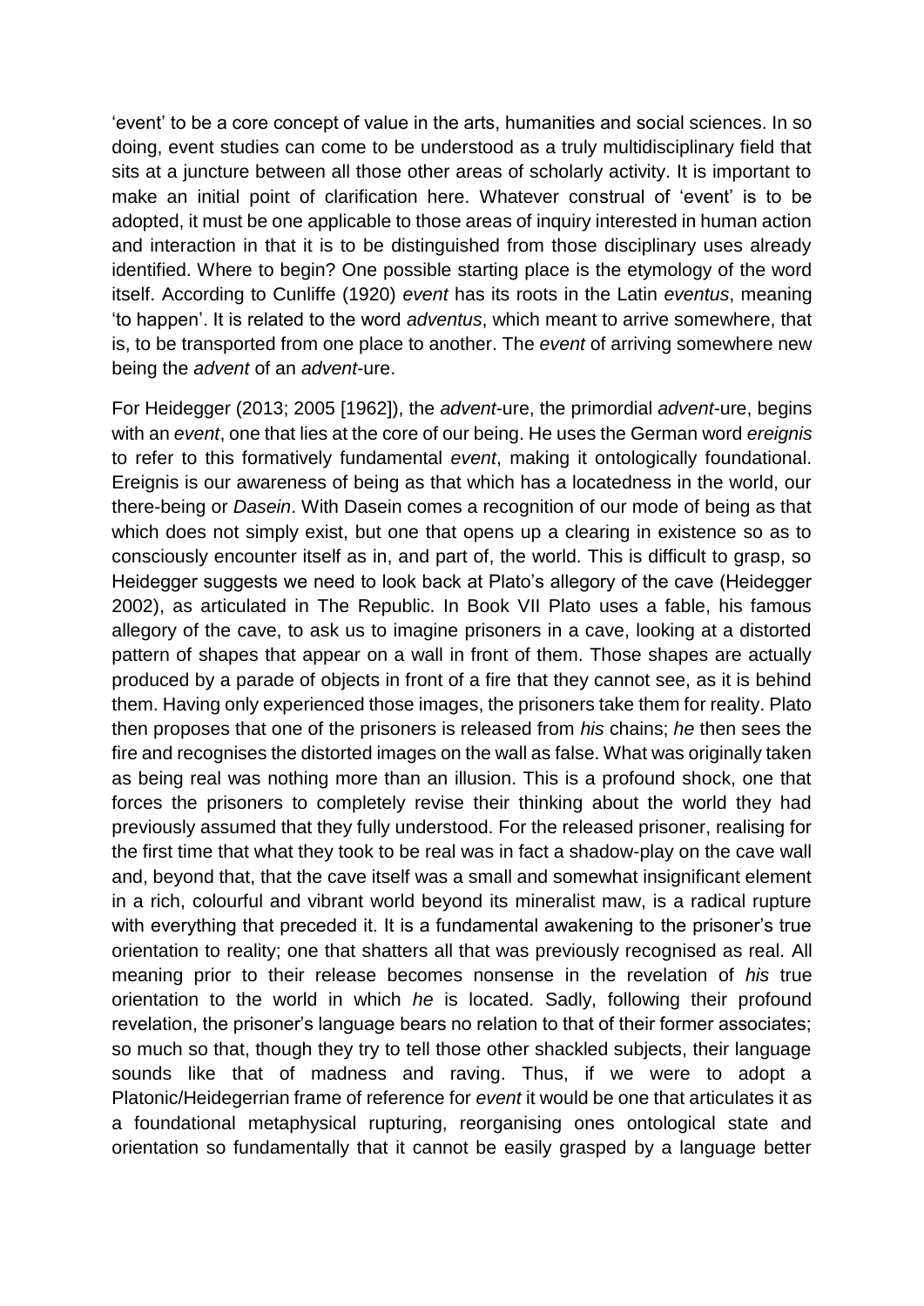'event' to be a core concept of value in the arts, humanities and social sciences. In so doing, event studies can come to be understood as a truly multidisciplinary field that sits at a juncture between all those other areas of scholarly activity. It is important to make an initial point of clarification here. Whatever construal of 'event' is to be adopted, it must be one applicable to those areas of inquiry interested in human action and interaction in that it is to be distinguished from those disciplinary uses already identified. Where to begin? One possible starting place is the etymology of the word itself. According to Cunliffe (1920) *event* has its roots in the Latin *eventus*, meaning 'to happen'. It is related to the word *adventus*, which meant to arrive somewhere, that is, to be transported from one place to another. The *event* of arriving somewhere new being the *advent* of an *advent*-ure.

For Heidegger (2013; 2005 [1962]), the *advent*-ure, the primordial *advent*-ure, begins with an *event*, one that lies at the core of our being. He uses the German word *ereignis* to refer to this formatively fundamental *event*, making it ontologically foundational. Ereignis is our awareness of being as that which has a locatedness in the world, our there-being or *Dasein*. With Dasein comes a recognition of our mode of being as that which does not simply exist, but one that opens up a clearing in existence so as to consciously encounter itself as in, and part of, the world. This is difficult to grasp, so Heidegger suggests we need to look back at Plato's allegory of the cave (Heidegger 2002), as articulated in The Republic. In Book VII Plato uses a fable, his famous allegory of the cave, to ask us to imagine prisoners in a cave, looking at a distorted pattern of shapes that appear on a wall in front of them. Those shapes are actually produced by a parade of objects in front of a fire that they cannot see, as it is behind them. Having only experienced those images, the prisoners take them for reality. Plato then proposes that one of the prisoners is released from *his* chains; *he* then sees the fire and recognises the distorted images on the wall as false. What was originally taken as being real was nothing more than an illusion. This is a profound shock, one that forces the prisoners to completely revise their thinking about the world they had previously assumed that they fully understood. For the released prisoner, realising for the first time that what they took to be real was in fact a shadow-play on the cave wall and, beyond that, that the cave itself was a small and somewhat insignificant element in a rich, colourful and vibrant world beyond its mineralist maw, is a radical rupture with everything that preceded it. It is a fundamental awakening to the prisoner's true orientation to reality; one that shatters all that was previously recognised as real. All meaning prior to their release becomes nonsense in the revelation of *his* true orientation to the world in which *he* is located. Sadly, following their profound revelation, the prisoner's language bears no relation to that of their former associates; so much so that, though they try to tell those other shackled subjects, their language sounds like that of madness and raving. Thus, if we were to adopt a Platonic/Heidegerrian frame of reference for *event* it would be one that articulates it as a foundational metaphysical rupturing, reorganising ones ontological state and orientation so fundamentally that it cannot be easily grasped by a language better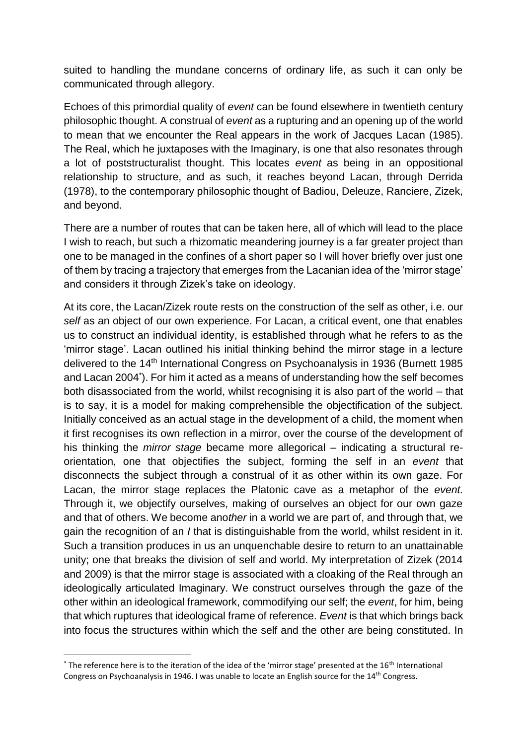suited to handling the mundane concerns of ordinary life, as such it can only be communicated through allegory.

Echoes of this primordial quality of *event* can be found elsewhere in twentieth century philosophic thought. A construal of *event* as a rupturing and an opening up of the world to mean that we encounter the Real appears in the work of Jacques Lacan (1985). The Real, which he juxtaposes with the Imaginary, is one that also resonates through a lot of poststructuralist thought. This locates *event* as being in an oppositional relationship to structure, and as such, it reaches beyond Lacan, through Derrida (1978), to the contemporary philosophic thought of Badiou, Deleuze, Ranciere, Zizek, and beyond.

There are a number of routes that can be taken here, all of which will lead to the place I wish to reach, but such a rhizomatic meandering journey is a far greater project than one to be managed in the confines of a short paper so I will hover briefly over just one of them by tracing a trajectory that emerges from the Lacanian idea of the 'mirror stage' and considers it through Zizek's take on ideology.

At its core, the Lacan/Zizek route rests on the construction of the self as other, i.e. our *self* as an object of our own experience. For Lacan, a critical event, one that enables us to construct an individual identity, is established through what he refers to as the 'mirror stage'. Lacan outlined his initial thinking behind the mirror stage in a lecture delivered to the 14th International Congress on Psychoanalysis in 1936 (Burnett 1985 and Lacan 2004*). For him it acted as a means of understanding how the self becomes both disassociated from the world, whilst recognising it is also part of the world – that is to say, it is a model for making comprehensible the objectification of the subject. Initially conceived as an actual stage in the development of a child, the moment when it first recognises its own reflection in a mirror, over the course of the development of his thinking the *mirror stage* became more allegorical – indicating a structural re-orientation, one that objectifies the subject, forming the self in an *event* that disconnects the subject through a construal of it as other within its own gaze. For Lacan, the mirror stage replaces the Platonic cave as a metaphor of the *event.* Through it, we objectify ourselves, making of ourselves an object for our own gaze and that of others. We become ano*ther* in a world we are part of, and through that, we gain the recognition of an *I* that is distinguishable from the world, whilst resident in it. Such a transition produces in us an unquenchable desire to return to an unattainable unity; one that breaks the division of self and world. My interpretation of Zizek (2014 and 2009) is that the mirror stage is associated with a cloaking of the Real through an ideologically articulated Imaginary. We construct ourselves through the gaze of the other within an ideological framework, commodifying our self; the *event*, for him, being that which ruptures that ideological frame of reference. *Event* is that which brings back into focus the structures within which the self and the other are being constituted. In

* The reference here is to the iteration of the idea of the 'mirror stage' presented at the 16th International Congress on Psychoanalysis in 1946. I was unable to locate an English source for the 14th Congress.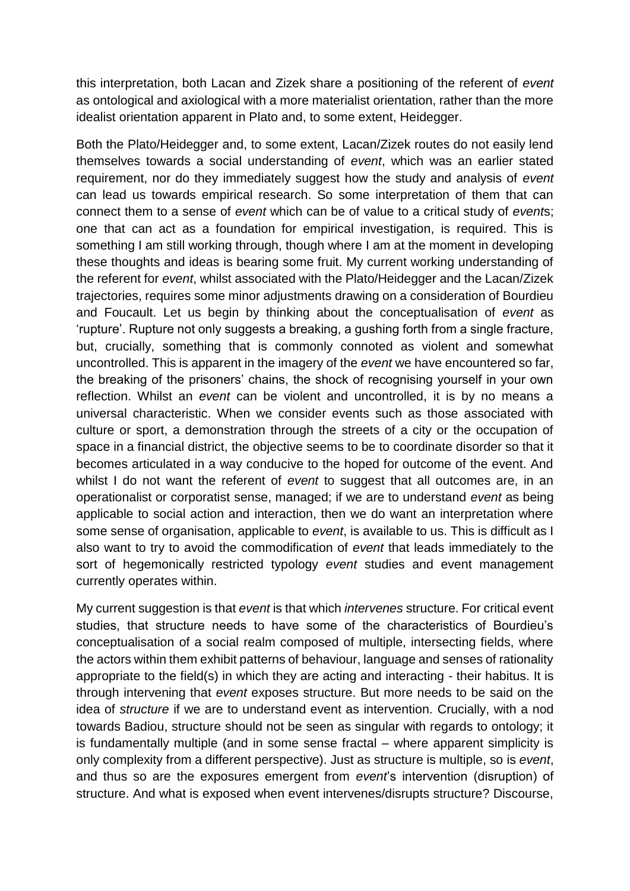this interpretation, both Lacan and Zizek share a positioning of the referent of *event* as ontological and axiological with a more materialist orientation, rather than the more idealist orientation apparent in Plato and, to some extent, Heidegger.

Both the Plato/Heidegger and, to some extent, Lacan/Zizek routes do not easily lend themselves towards a social understanding of *event*, which was an earlier stated requirement, nor do they immediately suggest how the study and analysis of *event* can lead us towards empirical research. So some interpretation of them that can connect them to a sense of *event* which can be of value to a critical study of *event*s; one that can act as a foundation for empirical investigation, is required. This is something I am still working through, though where I am at the moment in developing these thoughts and ideas is bearing some fruit. My current working understanding of the referent for *event*, whilst associated with the Plato/Heidegger and the Lacan/Zizek trajectories, requires some minor adjustments drawing on a consideration of Bourdieu and Foucault. Let us begin by thinking about the conceptualisation of *event* as 'rupture'. Rupture not only suggests a breaking, a gushing forth from a single fracture, but, crucially, something that is commonly connoted as violent and somewhat uncontrolled. This is apparent in the imagery of the *event* we have encountered so far, the breaking of the prisoners' chains, the shock of recognising yourself in your own reflection. Whilst an *event* can be violent and uncontrolled, it is by no means a universal characteristic. When we consider events such as those associated with culture or sport, a demonstration through the streets of a city or the occupation of space in a financial district, the objective seems to be to coordinate disorder so that it becomes articulated in a way conducive to the hoped for outcome of the event. And whilst I do not want the referent of *event* to suggest that all outcomes are, in an operationalist or corporatist sense, managed; if we are to understand *event* as being applicable to social action and interaction, then we do want an interpretation where some sense of organisation, applicable to *event*, is available to us. This is difficult as I also want to try to avoid the commodification of *event* that leads immediately to the sort of hegemonically restricted typology *event* studies and event management currently operates within.

My current suggestion is that *event* is that which *intervenes* structure. For critical event studies, that structure needs to have some of the characteristics of Bourdieu's conceptualisation of a social realm composed of multiple, intersecting fields, where the actors within them exhibit patterns of behaviour, language and senses of rationality appropriate to the field(s) in which they are acting and interacting - their habitus. It is through intervening that *event* exposes structure. But more needs to be said on the idea of *structure* if we are to understand event as intervention. Crucially, with a nod towards Badiou, structure should not be seen as singular with regards to ontology; it is fundamentally multiple (and in some sense fractal – where apparent simplicity is only complexity from a different perspective). Just as structure is multiple, so is *event*, and thus so are the exposures emergent from *event*'s intervention (disruption) of structure. And what is exposed when event intervenes/disrupts structure? Discourse,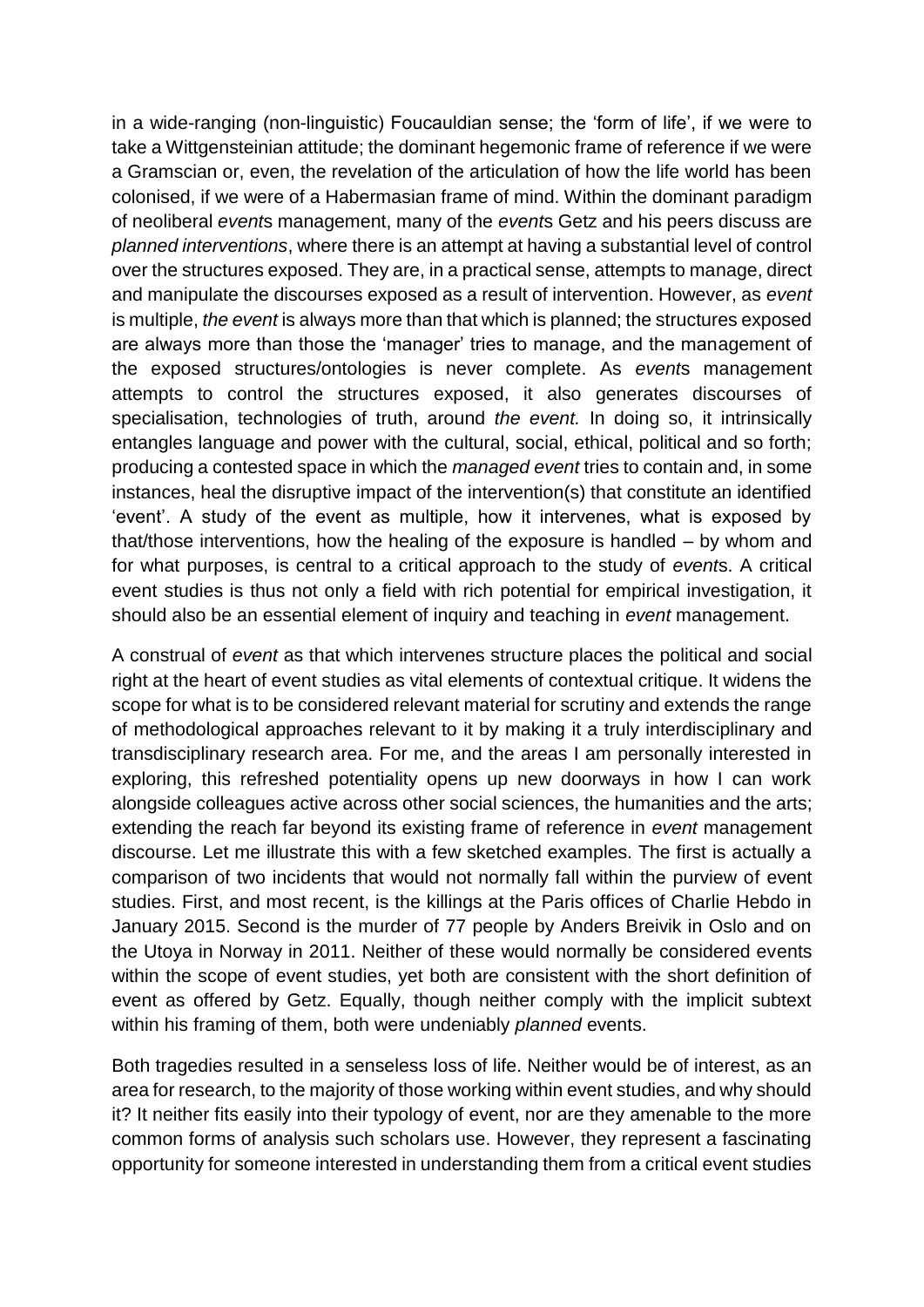in a wide-ranging (non-linguistic) Foucauldian sense; the 'form of life', if we were to take a Wittgensteinian attitude; the dominant hegemonic frame of reference if we were a Gramscian or, even, the revelation of the articulation of how the life world has been colonised, if we were of a Habermasian frame of mind. Within the dominant paradigm of neoliberal *event*s management, many of the *event*s Getz and his peers discuss are *planned interventions*, where there is an attempt at having a substantial level of control over the structures exposed. They are, in a practical sense, attempts to manage, direct and manipulate the discourses exposed as a result of intervention. However, as *event* is multiple, *the event* is always more than that which is planned; the structures exposed are always more than those the 'manager' tries to manage, and the management of the exposed structures/ontologies is never complete. As *event*s management attempts to control the structures exposed, it also generates discourses of specialisation, technologies of truth, around *the event.* In doing so, it intrinsically entangles language and power with the cultural, social, ethical, political and so forth; producing a contested space in which the *managed event* tries to contain and, in some instances, heal the disruptive impact of the intervention(s) that constitute an identified 'event'. A study of the event as multiple, how it intervenes, what is exposed by that/those interventions, how the healing of the exposure is handled – by whom and for what purposes, is central to a critical approach to the study of *event*s. A critical event studies is thus not only a field with rich potential for empirical investigation, it should also be an essential element of inquiry and teaching in *event* management.

A construal of *event* as that which intervenes structure places the political and social right at the heart of event studies as vital elements of contextual critique. It widens the scope for what is to be considered relevant material for scrutiny and extends the range of methodological approaches relevant to it by making it a truly interdisciplinary and transdisciplinary research area. For me, and the areas I am personally interested in exploring, this refreshed potentiality opens up new doorways in how I can work alongside colleagues active across other social sciences, the humanities and the arts; extending the reach far beyond its existing frame of reference in *event* management discourse. Let me illustrate this with a few sketched examples. The first is actually a comparison of two incidents that would not normally fall within the purview of event studies. First, and most recent, is the killings at the Paris offices of Charlie Hebdo in January 2015. Second is the murder of 77 people by Anders Breivik in Oslo and on the Utoya in Norway in 2011. Neither of these would normally be considered events within the scope of event studies, yet both are consistent with the short definition of event as offered by Getz. Equally, though neither comply with the implicit subtext within his framing of them, both were undeniably *planned* events.

Both tragedies resulted in a senseless loss of life. Neither would be of interest, as an area for research, to the majority of those working within event studies, and why should it? It neither fits easily into their typology of event, nor are they amenable to the more common forms of analysis such scholars use. However, they represent a fascinating opportunity for someone interested in understanding them from a critical event studies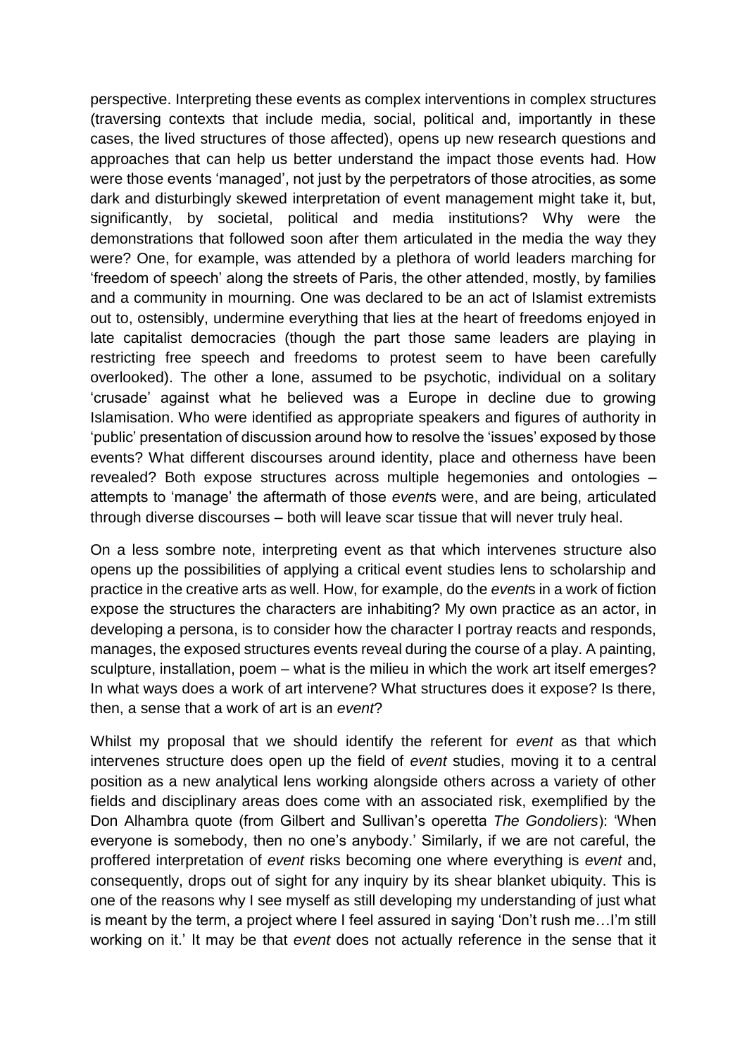perspective. Interpreting these events as complex interventions in complex structures (traversing contexts that include media, social, political and, importantly in these cases, the lived structures of those affected), opens up new research questions and approaches that can help us better understand the impact those events had. How were those events 'managed', not just by the perpetrators of those atrocities, as some dark and disturbingly skewed interpretation of event management might take it, but, significantly, by societal, political and media institutions? Why were the demonstrations that followed soon after them articulated in the media the way they were? One, for example, was attended by a plethora of world leaders marching for 'freedom of speech' along the streets of Paris, the other attended, mostly, by families and a community in mourning. One was declared to be an act of Islamist extremists out to, ostensibly, undermine everything that lies at the heart of freedoms enjoyed in late capitalist democracies (though the part those same leaders are playing in restricting free speech and freedoms to protest seem to have been carefully overlooked). The other a lone, assumed to be psychotic, individual on a solitary 'crusade' against what he believed was a Europe in decline due to growing Islamisation. Who were identified as appropriate speakers and figures of authority in 'public' presentation of discussion around how to resolve the 'issues' exposed by those events? What different discourses around identity, place and otherness have been revealed? Both expose structures across multiple hegemonies and ontologies – attempts to 'manage' the aftermath of those *events* were, and are being, articulated through diverse discourses – both will leave scar tissue that will never truly heal.

On a less sombre note, interpreting event as that which intervenes structure also opens up the possibilities of applying a critical event studies lens to scholarship and practice in the creative arts as well. How, for example, do the *events* in a work of fiction expose the structures the characters are inhabiting? My own practice as an actor, in developing a persona, is to consider how the character I portray reacts and responds, manages, the exposed structures events reveal during the course of a play. A painting, sculpture, installation, poem – what is the milieu in which the work art itself emerges? In what ways does a work of art intervene? What structures does it expose? Is there, then, a sense that a work of art is an *event*?

Whilst my proposal that we should identify the referent for *event* as that which intervenes structure does open up the field of *event* studies, moving it to a central position as a new analytical lens working alongside others across a variety of other fields and disciplinary areas does come with an associated risk, exemplified by the Don Alhambra quote (from Gilbert and Sullivan's operetta *The Gondoliers*): 'When everyone is somebody, then no one's anybody.' Similarly, if we are not careful, the proffered interpretation of *event* risks becoming one where everything is *event* and, consequently, drops out of sight for any inquiry by its shear blanket ubiquity. This is one of the reasons why I see myself as still developing my understanding of just what is meant by the term, a project where I feel assured in saying 'Don't rush me…I'm still working on it.' It may be that *event* does not actually reference in the sense that it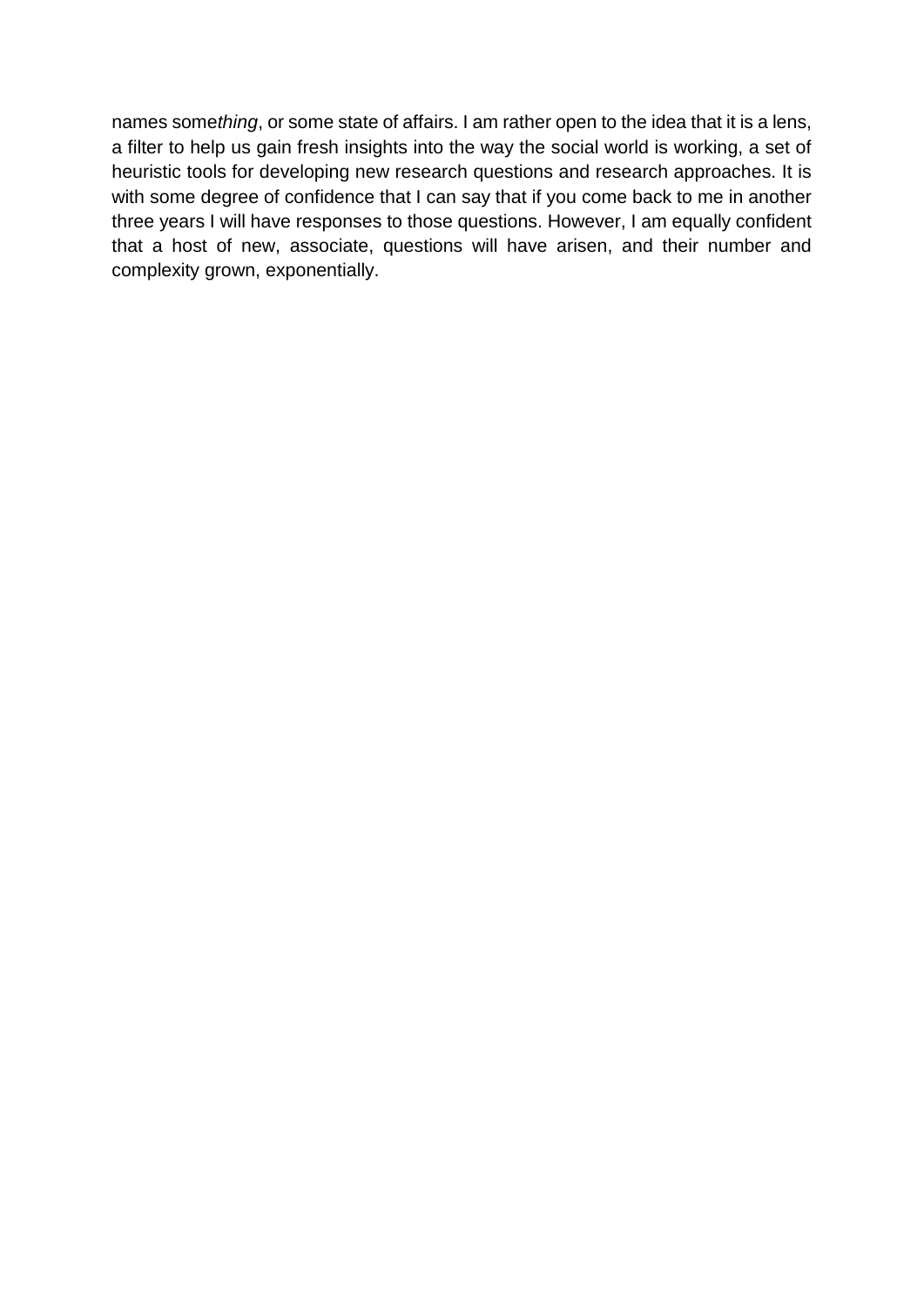names some*thing*, or some state of affairs. I am rather open to the idea that it is a lens, a filter to help us gain fresh insights into the way the social world is working, a set of heuristic tools for developing new research questions and research approaches. It is with some degree of confidence that I can say that if you come back to me in another three years I will have responses to those questions. However, I am equally confident that a host of new, associate, questions will have arisen, and their number and complexity grown, exponentially.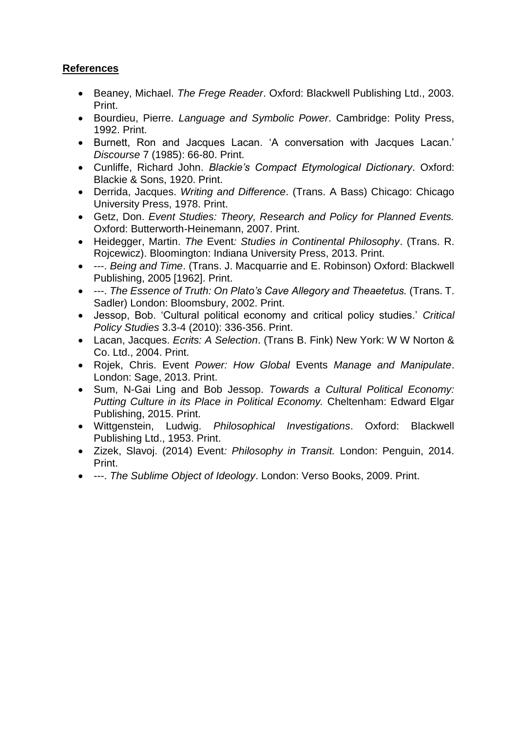**References**

- Beaney, Michael. *The Frege Reader*. Oxford: Blackwell Publishing Ltd., 2003. Print.
- Bourdieu, Pierre. *Language and Symbolic Power*. Cambridge: Polity Press, 1992. Print.
- Burnett, Ron and Jacques Lacan. 'A conversation with Jacques Lacan.' *Discourse* 7 (1985): 66-80. Print.
- Cunliffe, Richard John. *Blackie's Compact Etymological Dictionary*. Oxford: Blackie & Sons, 1920. Print.
- Derrida, Jacques. *Writing and Difference*. (Trans. A Bass) Chicago: Chicago University Press, 1978. Print.
- Getz, Don. *Event Studies: Theory, Research and Policy for Planned Events.* Oxford: Butterworth-Heinemann, 2007. Print.
- Heidegger, Martin. *The* Event*: Studies in Continental Philosophy*. (Trans. R. Rojcewicz). Bloomington: Indiana University Press, 2013. Print.
- ---. *Being and Time*. (Trans. J. Macquarrie and E. Robinson) Oxford: Blackwell Publishing, 2005 [1962]. Print.
- ---. *The Essence of Truth: On Plato's Cave Allegory and Theaetetus.* (Trans. T. Sadler) London: Bloomsbury, 2002. Print.
- Jessop, Bob. 'Cultural political economy and critical policy studies.' *Critical Policy Studies* 3.3-4 (2010): 336-356. Print.
- Lacan, Jacques. *Ecrits: A Selection*. (Trans B. Fink) New York: W W Norton & Co. Ltd., 2004. Print.
- Rojek, Chris. Event *Power: How Global* Events *Manage and Manipulate*. London: Sage, 2013. Print.
- Sum, N-Gai Ling and Bob Jessop. *Towards a Cultural Political Economy: Putting Culture in its Place in Political Economy.* Cheltenham: Edward Elgar Publishing, 2015. Print.
- Wittgenstein, Ludwig. *Philosophical Investigations*. Oxford: Blackwell Publishing Ltd., 1953. Print.
- Zizek, Slavoj. (2014) Event*: Philosophy in Transit.* London: Penguin, 2014. Print.
- ---. *The Sublime Object of Ideology*. London: Verso Books, 2009. Print.